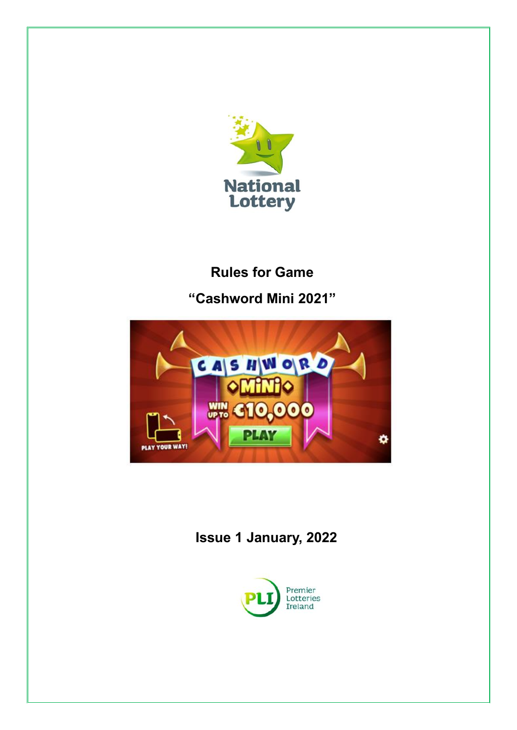# Rules for Game

## "Cashword Mini 2021"

## Issue 1 January, 2022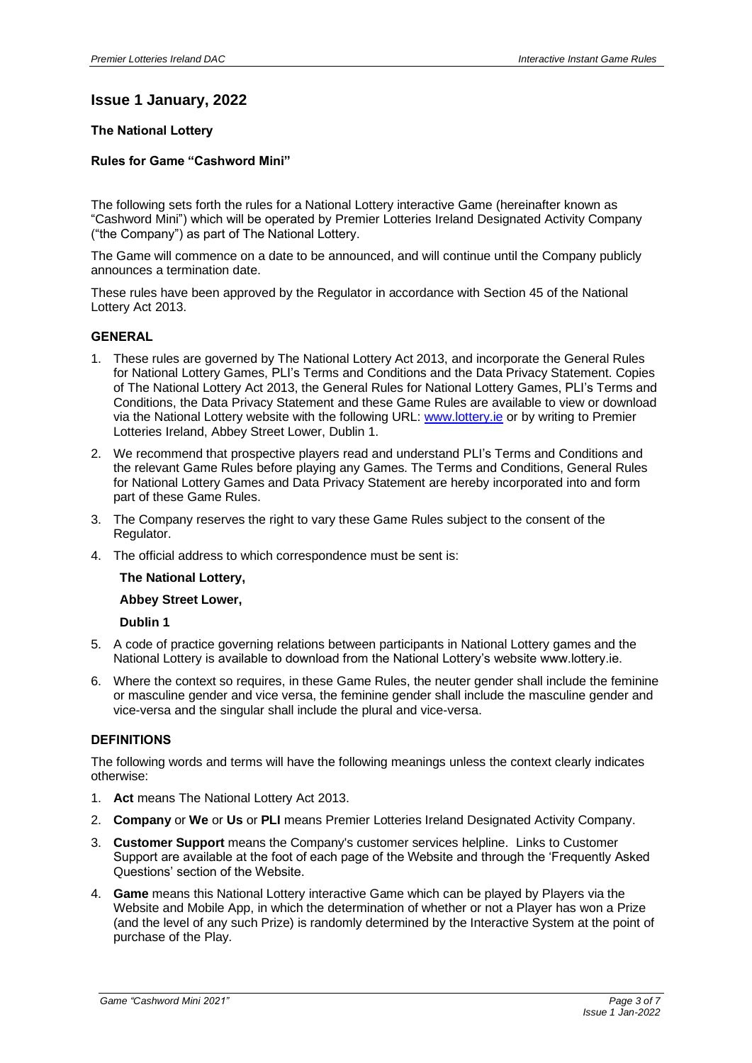## Issue 1 January, 2022

### The National Lottery

### Rules for Game "Cashword Mini"

The following sets forth the rules for a National Lottery interactive Game (hereinafter known as "Cashword Mini") which will be operated by Premier Lotteries Ireland Designated Activity Company ("the Company") as part of The National Lottery.

The Game will commence on a date to be announced, and will continue until the Company publicly announces a termination date.

These rules have been approved by the Regulator in accordance with Section 45 of the National Lottery Act 2013.

### GENERAL

1. These rules are governed by The National Lottery Act 2013, and incorporate the General Rules for National Lottery Games, PLI's Terms and Conditions and the Data Privacy Statement. Copies of The National Lottery Act 2013, the General Rules for National Lottery Games, PLI's Terms and Conditions, the Data Privacy Statement and these Game Rules are available to view or download via the National Lottery website with the following URL: [www.lottery.ie](http://www.lottery.ie) or by writing to Premier Lotteries Ireland, Abbey Street Lower, Dublin 1.
2. We recommend that prospective players read and understand PLI's Terms and Conditions and the relevant Game Rules before playing any Games. The Terms and Conditions, General Rules for National Lottery Games and Data Privacy Statement are hereby incorporated into and form part of these Game Rules.
3. The Company reserves the right to vary these Game Rules subject to the consent of the Regulator.
4. The official address to which correspondence must be sent is:

   **The National Lottery,**

   **Abbey Street Lower,**

   **Dublin 1**

5. A code of practice governing relations between participants in National Lottery games and the National Lottery is available to download from the National Lottery's website www.lottery.ie.
6. Where the context so requires, in these Game Rules, the neuter gender shall include the feminine or masculine gender and vice versa, the feminine gender shall include the masculine gender and vice-versa and the singular shall include the plural and vice-versa.

### DEFINITIONS

The following words and terms will have the following meanings unless the context clearly indicates otherwise:

1. **Act** means The National Lottery Act 2013.
2. **Company** or **We** or **Us** or **PLI** means Premier Lotteries Ireland Designated Activity Company.
3. **Customer Support** means the Company's customer services helpline. Links to Customer Support are available at the foot of each page of the Website and through the 'Frequently Asked Questions' section of the Website.
4. **Game** means this National Lottery interactive Game which can be played by Players via the Website and Mobile App, in which the determination of whether or not a Player has won a Prize (and the level of any such Prize) is randomly determined by the Interactive System at the point of purchase of the Play.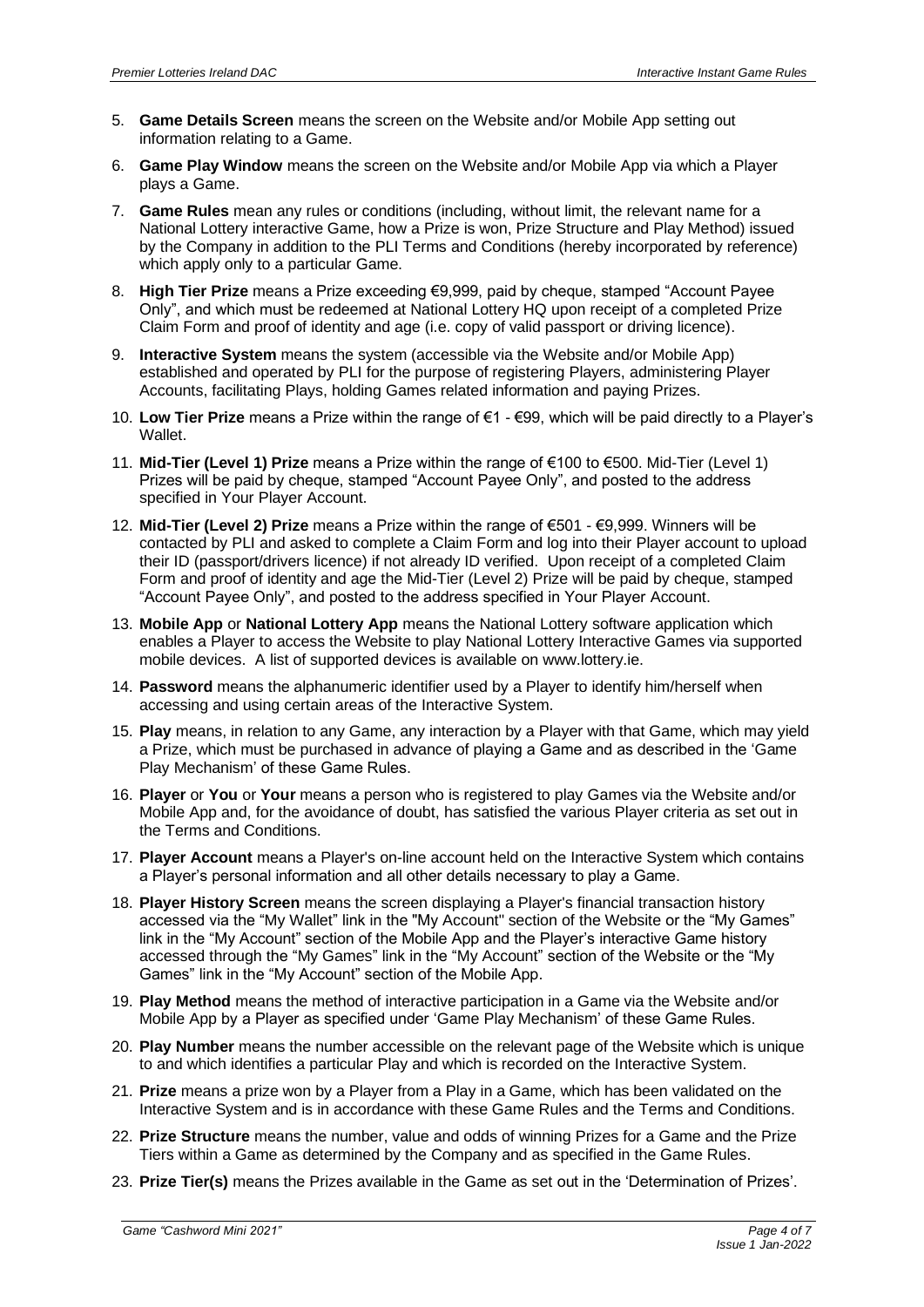5. **Game Details Screen** means the screen on the Website and/or Mobile App setting out information relating to a Game.
6. **Game Play Window** means the screen on the Website and/or Mobile App via which a Player plays a Game.
7. **Game Rules** mean any rules or conditions (including, without limit, the relevant name for a National Lottery interactive Game, how a Prize is won, Prize Structure and Play Method) issued by the Company in addition to the PLI Terms and Conditions (hereby incorporated by reference) which apply only to a particular Game.
8. **High Tier Prize** means a Prize exceeding €9,999, paid by cheque, stamped "Account Payee Only", and which must be redeemed at National Lottery HQ upon receipt of a completed Prize Claim Form and proof of identity and age (i.e. copy of valid passport or driving licence).
9. **Interactive System** means the system (accessible via the Website and/or Mobile App) established and operated by PLI for the purpose of registering Players, administering Player Accounts, facilitating Plays, holding Games related information and paying Prizes.
10. **Low Tier Prize** means a Prize within the range of €1 - €99, which will be paid directly to a Player's Wallet.
11. **Mid-Tier (Level 1) Prize** means a Prize within the range of €100 to €500. Mid-Tier (Level 1) Prizes will be paid by cheque, stamped "Account Payee Only", and posted to the address specified in Your Player Account.
12. **Mid-Tier (Level 2) Prize** means a Prize within the range of €501 - €9,999. Winners will be contacted by PLI and asked to complete a Claim Form and log into their Player account to upload their ID (passport/drivers licence) if not already ID verified. Upon receipt of a completed Claim Form and proof of identity and age the Mid-Tier (Level 2) Prize will be paid by cheque, stamped "Account Payee Only", and posted to the address specified in Your Player Account.
13. **Mobile App** or **National Lottery App** means the National Lottery software application which enables a Player to access the Website to play National Lottery Interactive Games via supported mobile devices. A list of supported devices is available on www.lottery.ie.
14. **Password** means the alphanumeric identifier used by a Player to identify him/herself when accessing and using certain areas of the Interactive System.
15. **Play** means, in relation to any Game, any interaction by a Player with that Game, which may yield a Prize, which must be purchased in advance of playing a Game and as described in the 'Game Play Mechanism' of these Game Rules.
16. **Player** or **You** or **Your** means a person who is registered to play Games via the Website and/or Mobile App and, for the avoidance of doubt, has satisfied the various Player criteria as set out in the Terms and Conditions.
17. **Player Account** means a Player's on-line account held on the Interactive System which contains a Player's personal information and all other details necessary to play a Game.
18. **Player History Screen** means the screen displaying a Player's financial transaction history accessed via the "My Wallet" link in the "My Account" section of the Website or the "My Games" link in the "My Account" section of the Mobile App and the Player's interactive Game history accessed through the "My Games" link in the "My Account" section of the Website or the "My Games" link in the "My Account" section of the Mobile App.
19. **Play Method** means the method of interactive participation in a Game via the Website and/or Mobile App by a Player as specified under 'Game Play Mechanism' of these Game Rules.
20. **Play Number** means the number accessible on the relevant page of the Website which is unique to and which identifies a particular Play and which is recorded on the Interactive System.
21. **Prize** means a prize won by a Player from a Play in a Game, which has been validated on the Interactive System and is in accordance with these Game Rules and the Terms and Conditions.
22. **Prize Structure** means the number, value and odds of winning Prizes for a Game and the Prize Tiers within a Game as determined by the Company and as specified in the Game Rules.
23. **Prize Tier(s)** means the Prizes available in the Game as set out in the 'Determination of Prizes'.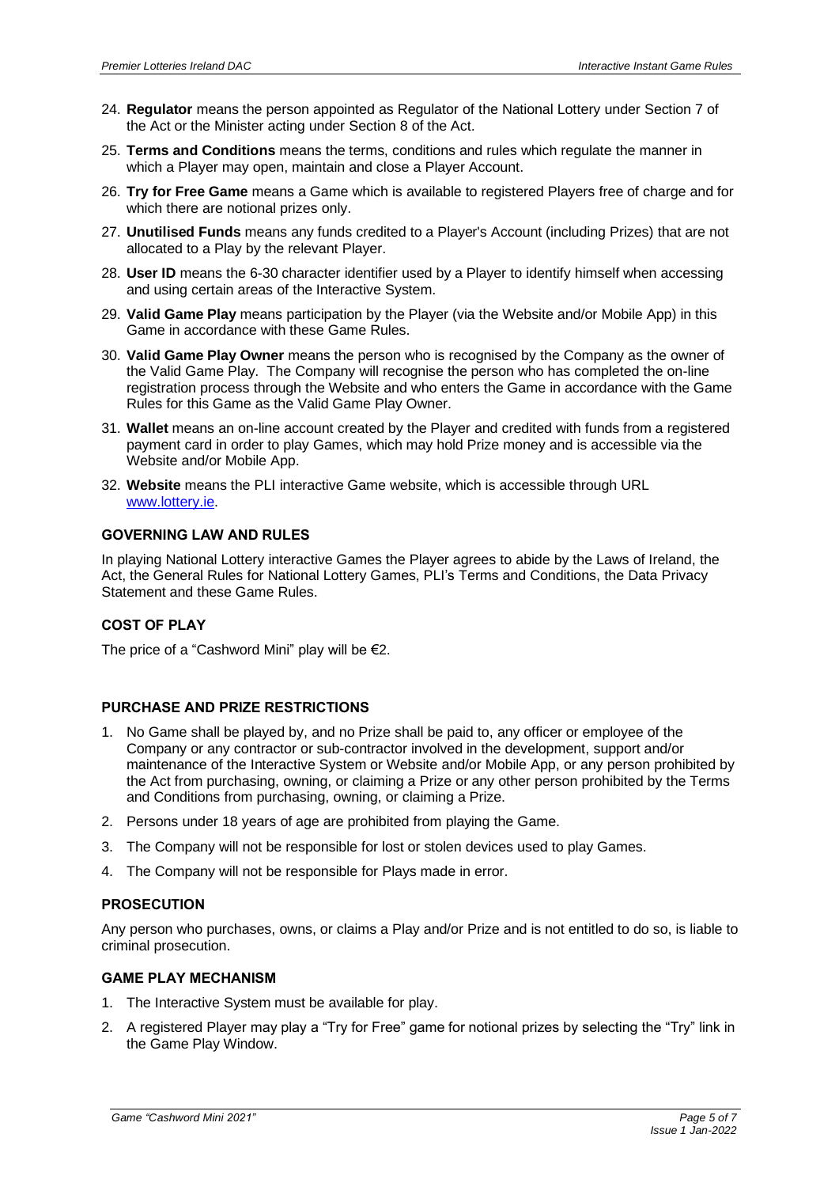24. **Regulator** means the person appointed as Regulator of the National Lottery under Section 7 of the Act or the Minister acting under Section 8 of the Act.
25. **Terms and Conditions** means the terms, conditions and rules which regulate the manner in which a Player may open, maintain and close a Player Account.
26. **Try for Free Game** means a Game which is available to registered Players free of charge and for which there are notional prizes only.
27. **Unutilised Funds** means any funds credited to a Player's Account (including Prizes) that are not allocated to a Play by the relevant Player.
28. **User ID** means the 6-30 character identifier used by a Player to identify himself when accessing and using certain areas of the Interactive System.
29. **Valid Game Play** means participation by the Player (via the Website and/or Mobile App) in this Game in accordance with these Game Rules.
30. **Valid Game Play Owner** means the person who is recognised by the Company as the owner of the Valid Game Play. The Company will recognise the person who has completed the on-line registration process through the Website and who enters the Game in accordance with the Game Rules for this Game as the Valid Game Play Owner.
31. **Wallet** means an on-line account created by the Player and credited with funds from a registered payment card in order to play Games, which may hold Prize money and is accessible via the Website and/or Mobile App.
32. **Website** means the PLI interactive Game website, which is accessible through URL [www.lottery.ie](http://www.lottery.ie).

### GOVERNING LAW AND RULES

In playing National Lottery interactive Games the Player agrees to abide by the Laws of Ireland, the Act, the General Rules for National Lottery Games, PLI's Terms and Conditions, the Data Privacy Statement and these Game Rules.

### COST OF PLAY

The price of a "Cashword Mini" play will be €2.

### PURCHASE AND PRIZE RESTRICTIONS

1. No Game shall be played by, and no Prize shall be paid to, any officer or employee of the Company or any contractor or sub-contractor involved in the development, support and/or maintenance of the Interactive System or Website and/or Mobile App, or any person prohibited by the Act from purchasing, owning, or claiming a Prize or any other person prohibited by the Terms and Conditions from purchasing, owning, or claiming a Prize.
2. Persons under 18 years of age are prohibited from playing the Game.
3. The Company will not be responsible for lost or stolen devices used to play Games.
4. The Company will not be responsible for Plays made in error.

### PROSECUTION

Any person who purchases, owns, or claims a Play and/or Prize and is not entitled to do so, is liable to criminal prosecution.

### GAME PLAY MECHANISM

1. The Interactive System must be available for play.
2. A registered Player may play a "Try for Free" game for notional prizes by selecting the "Try" link in the Game Play Window.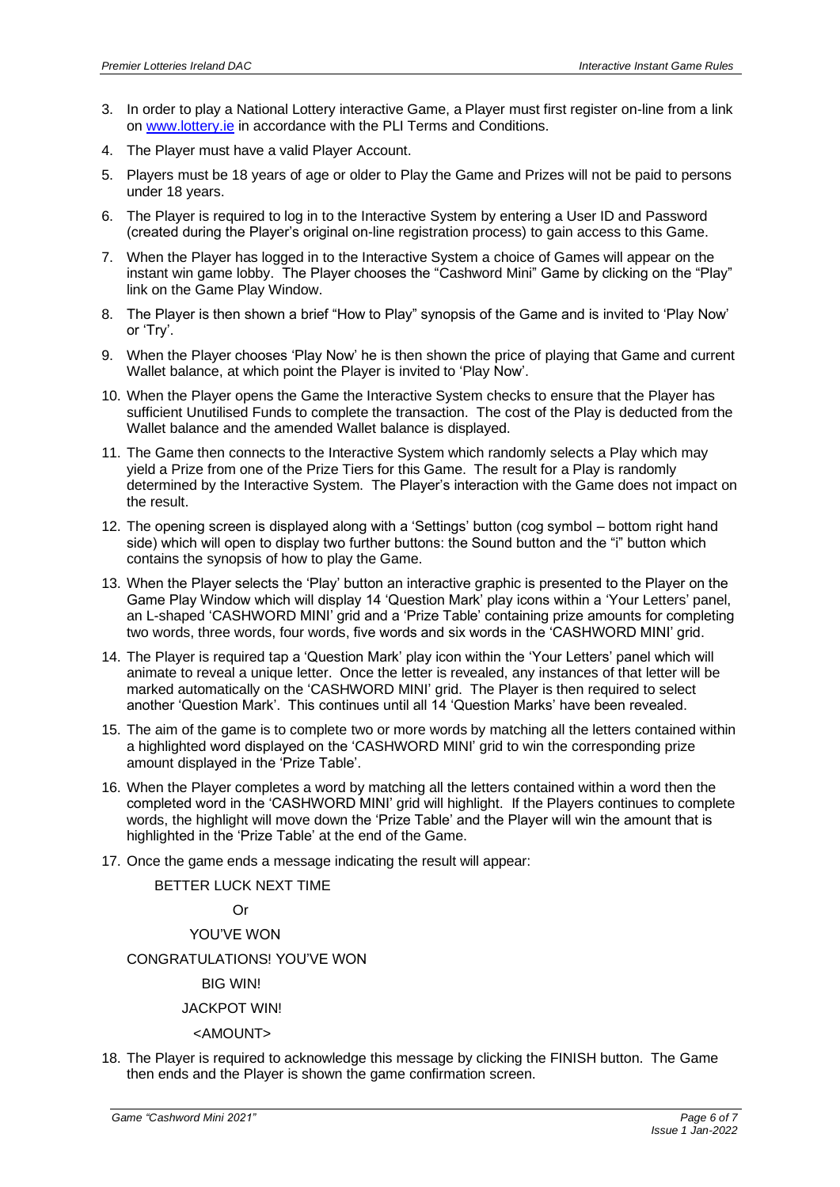3. In order to play a National Lottery interactive Game, a Player must first register on-line from a link on www.lottery.ie in accordance with the PLI Terms and Conditions.
4. The Player must have a valid Player Account.
5. Players must be 18 years of age or older to Play the Game and Prizes will not be paid to persons under 18 years.
6. The Player is required to log in to the Interactive System by entering a User ID and Password (created during the Player's original on-line registration process) to gain access to this Game.
7. When the Player has logged in to the Interactive System a choice of Games will appear on the instant win game lobby. The Player chooses the "Cashword Mini" Game by clicking on the "Play" link on the Game Play Window.
8. The Player is then shown a brief "How to Play" synopsis of the Game and is invited to 'Play Now' or 'Try'.
9. When the Player chooses 'Play Now' he is then shown the price of playing that Game and current Wallet balance, at which point the Player is invited to 'Play Now'.
10. When the Player opens the Game the Interactive System checks to ensure that the Player has sufficient Unutilised Funds to complete the transaction. The cost of the Play is deducted from the Wallet balance and the amended Wallet balance is displayed.
11. The Game then connects to the Interactive System which randomly selects a Play which may yield a Prize from one of the Prize Tiers for this Game. The result for a Play is randomly determined by the Interactive System. The Player's interaction with the Game does not impact on the result.
12. The opening screen is displayed along with a 'Settings' button (cog symbol – bottom right hand side) which will open to display two further buttons: the Sound button and the "i" button which contains the synopsis of how to play the Game.
13. When the Player selects the 'Play' button an interactive graphic is presented to the Player on the Game Play Window which will display 14 'Question Mark' play icons within a 'Your Letters' panel, an L-shaped 'CASHWORD MINI' grid and a 'Prize Table' containing prize amounts for completing two words, three words, four words, five words and six words in the 'CASHWORD MINI' grid.
14. The Player is required tap a 'Question Mark' play icon within the 'Your Letters' panel which will animate to reveal a unique letter. Once the letter is revealed, any instances of that letter will be marked automatically on the 'CASHWORD MINI' grid. The Player is then required to select another 'Question Mark'. This continues until all 14 'Question Marks' have been revealed.
15. The aim of the game is to complete two or more words by matching all the letters contained within a highlighted word displayed on the 'CASHWORD MINI' grid to win the corresponding prize amount displayed in the 'Prize Table'.
16. When the Player completes a word by matching all the letters contained within a word then the completed word in the 'CASHWORD MINI' grid will highlight. If the Players continues to complete words, the highlight will move down the 'Prize Table' and the Player will win the amount that is highlighted in the 'Prize Table' at the end of the Game.
17. Once the game ends a message indicating the result will appear:

    BETTER LUCK NEXT TIME

    Or

    YOU'VE WON

    CONGRATULATIONS! YOU'VE WON

    BIG WIN!

    JACKPOT WIN!

    <AMOUNT>

18. The Player is required to acknowledge this message by clicking the FINISH button. The Game then ends and the Player is shown the game confirmation screen.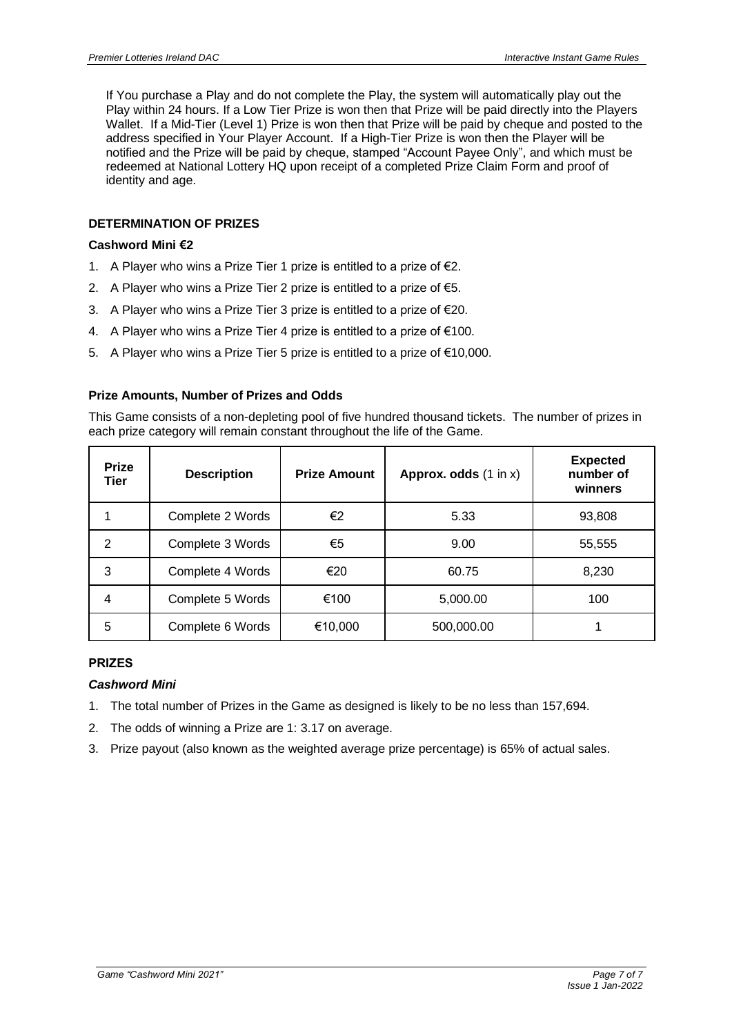If You purchase a Play and do not complete the Play, the system will automatically play out the Play within 24 hours. If a Low Tier Prize is won then that Prize will be paid directly into the Players Wallet. If a Mid-Tier (Level 1) Prize is won then that Prize will be paid by cheque and posted to the address specified in Your Player Account. If a High-Tier Prize is won then the Player will be notified and the Prize will be paid by cheque, stamped "Account Payee Only", and which must be redeemed at National Lottery HQ upon receipt of a completed Prize Claim Form and proof of identity and age.

### DETERMINATION OF PRIZES

#### Cashword Mini €2

1. A Player who wins a Prize Tier 1 prize is entitled to a prize of €2.
2. A Player who wins a Prize Tier 2 prize is entitled to a prize of €5.
3. A Player who wins a Prize Tier 3 prize is entitled to a prize of €20.
4. A Player who wins a Prize Tier 4 prize is entitled to a prize of €100.
5. A Player who wins a Prize Tier 5 prize is entitled to a prize of €10,000.

#### Prize Amounts, Number of Prizes and Odds

This Game consists of a non-depleting pool of five hundred thousand tickets. The number of prizes in each prize category will remain constant throughout the life of the Game.

| Prize Tier | Description | Prize Amount | Approx. odds (1 in x) | Expected number of winners |
|---|---|---|---|---|
| 1 | Complete 2 Words | €2 | 5.33 | 93,808 |
| 2 | Complete 3 Words | €5 | 9.00 | 55,555 |
| 3 | Complete 4 Words | €20 | 60.75 | 8,230 |
| 4 | Complete 5 Words | €100 | 5,000.00 | 100 |
| 5 | Complete 6 Words | €10,000 | 500,000.00 | 1 |

### PRIZES

#### *Cashword Mini*

1. The total number of Prizes in the Game as designed is likely to be no less than 157,694.
2. The odds of winning a Prize are 1: 3.17 on average.
3. Prize payout (also known as the weighted average prize percentage) is 65% of actual sales.